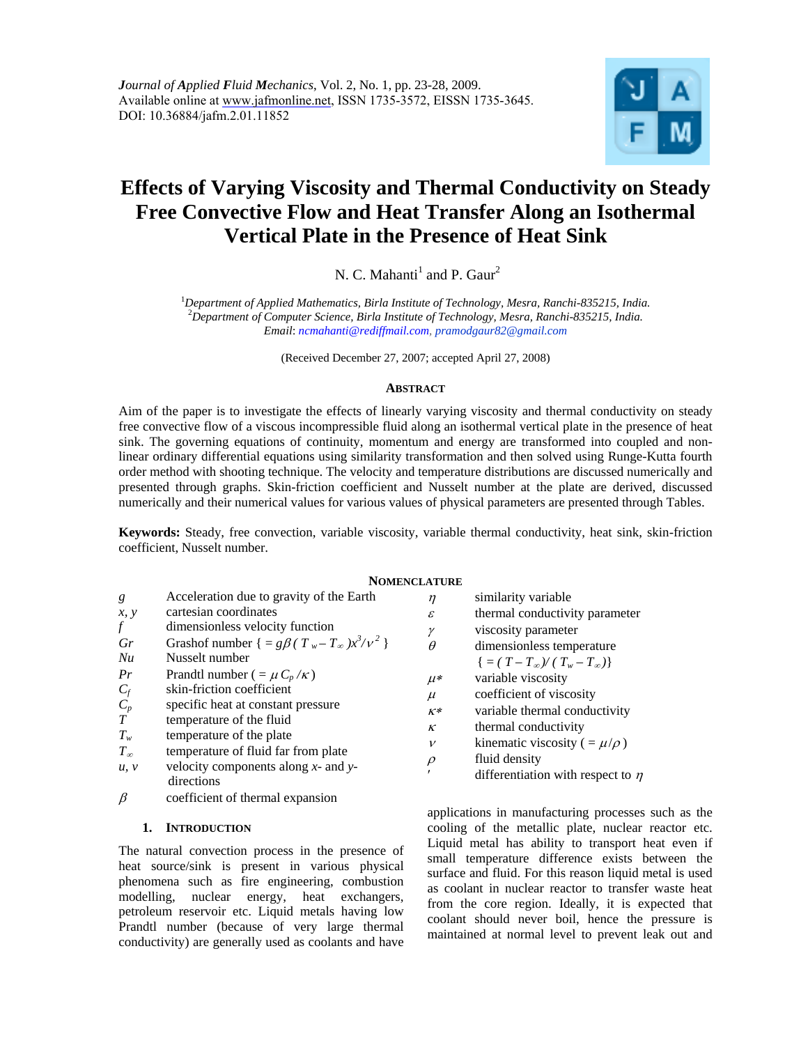*Journal of Applied Fluid Mechanics*, Vol. 2, No. 1, pp. 23-28, 2009.
Available online at www.jafmonline.net, ISSN 1735-3572, EISSN 1735-3645.
DOI: 10.36884/jafm.2.01.11852

# Effects of Varying Viscosity and Thermal Conductivity on Steady Free Convective Flow and Heat Transfer Along an Isothermal Vertical Plate in the Presence of Heat Sink

N. C. Mahanti[1] and P. Gaur[2]

[1]*Department of Applied Mathematics, Birla Institute of Technology, Mesra, Ranchi-835215, India.*
[2]*Department of Computer Science, Birla Institute of Technology, Mesra, Ranchi-835215, India.*
*Email: ncmahanti@rediffmail.com, pramodgaur82@gmail.com*

(Received December 27, 2007; accepted April 27, 2008)

## Abstract

Aim of the paper is to investigate the effects of linearly varying viscosity and thermal conductivity on steady free convective flow of a viscous incompressible fluid along an isothermal vertical plate in the presence of heat sink. The governing equations of continuity, momentum and energy are transformed into coupled and non-linear ordinary differential equations using similarity transformation and then solved using Runge-Kutta fourth order method with shooting technique. The velocity and temperature distributions are discussed numerically and presented through graphs. Skin-friction coefficient and Nusselt number at the plate are derived, discussed numerically and their numerical values for various values of physical parameters are presented through Tables.

**Keywords:** Steady, free convection, variable viscosity, variable thermal conductivity, heat sink, skin-friction coefficient, Nusselt number.

## Nomenclature

| | |
|---|---|
| $g$ | Acceleration due to gravity of the Earth |
| $x, y$ | cartesian coordinates |
| $f$ | dimensionless velocity function |
| $Gr$ | Grashof number { $= g\beta(T_w - T_\infty)x^3/\nu^2$ } |
| $Nu$ | Nusselt number |
| $Pr$ | Prandtl number ( $= \mu C_p/\kappa$ ) |
| $C_f$ | skin-friction coefficient |
| $C_p$ | specific heat at constant pressure |
| $T$ | temperature of the fluid |
| $T_w$ | temperature of the plate |
| $T_\infty$ | temperature of fluid far from plate |
| $u, v$ | velocity components along $x$- and $y$-directions |
| $\beta$ | coefficient of thermal expansion |
| $\eta$ | similarity variable |
| $\varepsilon$ | thermal conductivity parameter |
| $\gamma$ | viscosity parameter |
| $\theta$ | dimensionless temperature { $= (T - T_\infty)/(T_w - T_\infty)$ } |
| $\mu*$ | variable viscosity |
| $\mu$ | coefficient of viscosity |
| $\kappa*$ | variable thermal conductivity |
| $\kappa$ | thermal conductivity |
| $\nu$ | kinematic viscosity ( $= \mu/\rho$ ) |
| $\rho$ | fluid density |
| $'$ | differentiation with respect to $\eta$ |

## 1. Introduction

The natural convection process in the presence of heat source/sink is present in various physical phenomena such as fire engineering, combustion modelling, nuclear energy, heat exchangers, petroleum reservoir etc. Liquid metals having low Prandtl number (because of very large thermal conductivity) are generally used as coolants and have applications in manufacturing processes such as the cooling of the metallic plate, nuclear reactor etc. Liquid metal has ability to transport heat even if small temperature difference exists between the surface and fluid. For this reason liquid metal is used as coolant in nuclear reactor to transfer waste heat from the core region. Ideally, it is expected that coolant should never boil, hence the pressure is maintained at normal level to prevent leak out and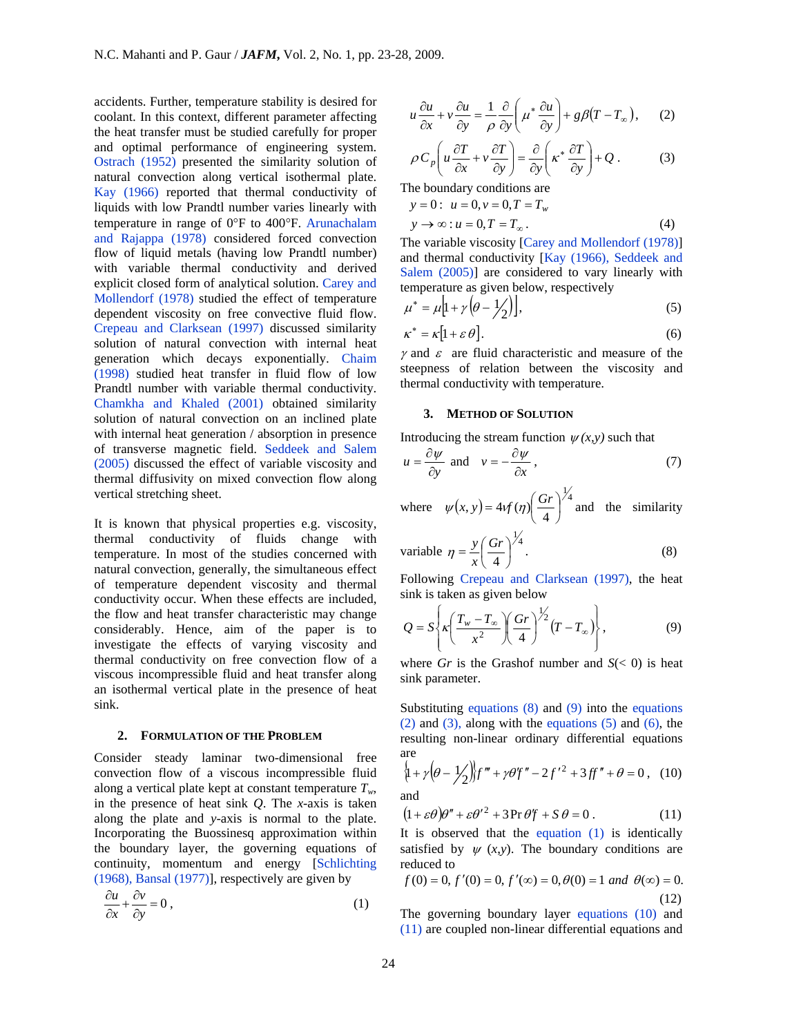accidents. Further, temperature stability is desired for coolant. In this context, different parameter affecting the heat transfer must be studied carefully for proper and optimal performance of engineering system. Ostrach (1952) presented the similarity solution of natural convection along vertical isothermal plate. Kay (1966) reported that thermal conductivity of liquids with low Prandtl number varies linearly with temperature in range of 0°F to 400°F. Arunachalam and Rajappa (1978) considered forced convection flow of liquid metals (having low Prandtl number) with variable thermal conductivity and derived explicit closed form of analytical solution. Carey and Mollendorf (1978) studied the effect of temperature dependent viscosity on free convective fluid flow. Crepeau and Clarksean (1997) discussed similarity solution of natural convection with internal heat generation which decays exponentially. Chaim (1998) studied heat transfer in fluid flow of low Prandtl number with variable thermal conductivity. Chamkha and Khaled (2001) obtained similarity solution of natural convection on an inclined plate with internal heat generation / absorption in presence of transverse magnetic field. Seddeek and Salem (2005) discussed the effect of variable viscosity and thermal diffusivity on mixed convection flow along vertical stretching sheet.

It is known that physical properties e.g. viscosity, thermal conductivity of fluids change with temperature. In most of the studies concerned with natural convection, generally, the simultaneous effect of temperature dependent viscosity and thermal conductivity occur. When these effects are included, the flow and heat transfer characteristic may change considerably. Hence, aim of the paper is to investigate the effects of varying viscosity and thermal conductivity on free convection flow of a viscous incompressible fluid and heat transfer along an isothermal vertical plate in the presence of heat sink.

## 2. Formulation of the Problem

Consider steady laminar two-dimensional free convection flow of a viscous incompressible fluid along a vertical plate kept at constant temperature $T_w$, in the presence of heat sink $Q$. The $x$-axis is taken along the plate and $y$-axis is normal to the plate. Incorporating the Buossinesq approximation within the boundary layer, the governing equations of continuity, momentum and energy [Schlichting (1968), Bansal (1977)], respectively are given by

$$\frac{\partial u}{\partial x}+\frac{\partial v}{\partial y}=0\,, \tag{1}$$

$$u\frac{\partial u}{\partial x}+v\frac{\partial u}{\partial y}=\frac{1}{\rho}\frac{\partial}{\partial y}\left(\mu^{*}\frac{\partial u}{\partial y}\right)+g\beta(T-T_{\infty}), \tag{2}$$

$$\rho C_p\left(u\frac{\partial T}{\partial x}+v\frac{\partial T}{\partial y}\right)=\frac{\partial}{\partial y}\left(\kappa^{*}\frac{\partial T}{\partial y}\right)+Q\,. \tag{3}$$

The boundary conditions are

$$y=0:\;\; u=0, v=0, T=T_w$$
$$y\to\infty: u=0, T=T_{\infty}\,. \tag{4}$$

The variable viscosity [Carey and Mollendorf (1978)] and thermal conductivity [Kay (1966), Seddeek and Salem (2005)] are considered to vary linearly with temperature as given below, respectively

$$\mu^{*}=\mu\left[1+\gamma\left(\theta-\tfrac{1}{2}\right)\right], \tag{5}$$

$$\kappa^{*}=\kappa[1+\varepsilon\,\theta]. \tag{6}$$

$\gamma$ and $\varepsilon$ are fluid characteristic and measure of the steepness of relation between the viscosity and thermal conductivity with temperature.

## 3. Method of Solution

Introducing the stream function $\psi(x,y)$ such that

$$u=\frac{\partial\psi}{\partial y}\;\text{ and }\; v=-\frac{\partial\psi}{\partial x}\,, \tag{7}$$

where $\psi(x,y)=4\nu f(\eta)\left(\frac{Gr}{4}\right)^{1/4}$ and the similarity variable $\eta=\frac{y}{x}\left(\frac{Gr}{4}\right)^{1/4}$.   (8)

Following Crepeau and Clarksean (1997), the heat sink is taken as given below

$$Q=S\left\{\kappa\left(\frac{T_w-T_{\infty}}{x^2}\right)\left(\frac{Gr}{4}\right)^{1/2}(T-T_{\infty})\right\}, \tag{9}$$

where $Gr$ is the Grashof number and $S(<0)$ is heat sink parameter.

Substituting equations (8) and (9) into the equations (2) and (3), along with the equations (5) and (6), the resulting non-linear ordinary differential equations are

$$\left\{1+\gamma\left(\theta-\tfrac{1}{2}\right)\right\}f'''+\gamma\theta' f''-2f'^{2}+3ff''+\theta=0\,, \tag{10}$$

and

$$(1+\varepsilon\theta)\theta''+\varepsilon\theta'^{2}+3\Pr\theta' f+S\,\theta=0\,. \tag{11}$$

It is observed that the equation (1) is identically satisfied by $\psi(x,y)$. The boundary conditions are reduced to

$$f(0)=0,\; f'(0)=0,\; f'(\infty)=0, \theta(0)=1 \text{ and } \theta(\infty)=0. \tag{12}$$

The governing boundary layer equations (10) and (11) are coupled non-linear differential equations and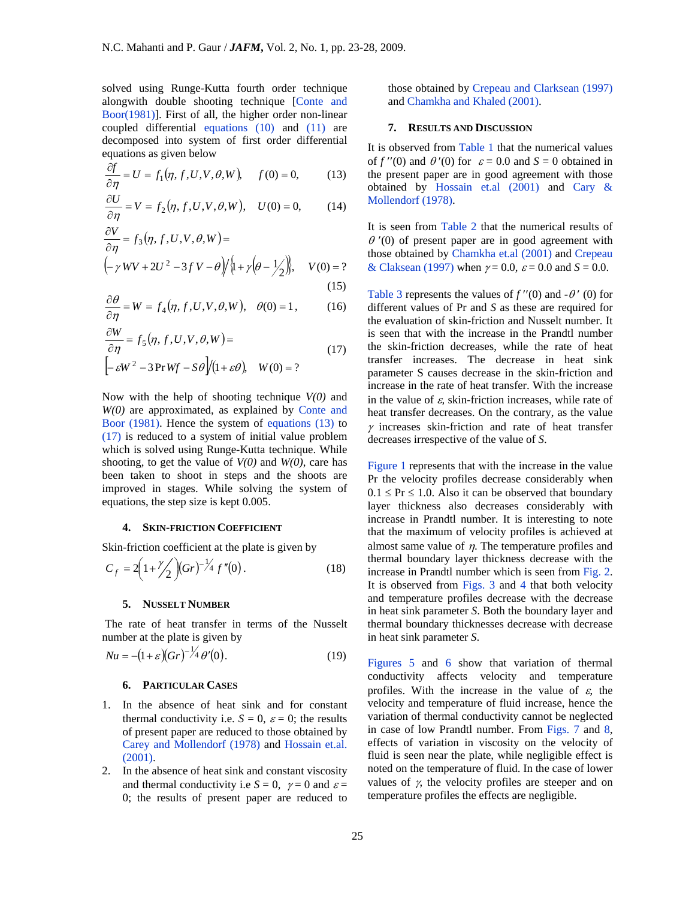solved using Runge-Kutta fourth order technique alongwith double shooting technique [Conte and Boor(1981)]. First of all, the higher order non-linear coupled differential equations (10) and (11) are decomposed into system of first order differential equations as given below

$$\frac{\partial f}{\partial \eta} = U = f_1(\eta, f, U, V, \theta, W), \qquad f(0) = 0, \tag{13}$$

$$\frac{\partial U}{\partial \eta} = V = f_2(\eta, f, U, V, \theta, W), \qquad U(0) = 0, \tag{14}$$

$$\frac{\partial V}{\partial \eta} = f_3(\eta, f, U, V, \theta, W) = \left(-\gamma WV + 2U^2 - 3fV - \theta\right) \Big/ \left\{1 + \gamma\left(\theta - \tfrac{1}{2}\right)\right\}, \qquad V(0) = ? \tag{15}$$

$$\frac{\partial \theta}{\partial \eta} = W = f_4(\eta, f, U, V, \theta, W), \qquad \theta(0) = 1, \tag{16}$$

$$\frac{\partial W}{\partial \eta} = f_5(\eta, f, U, V, \theta, W) = \left[-\varepsilon W^2 - 3\Pr Wf - S\theta\right] / (1 + \varepsilon\theta), \qquad W(0) = ? \tag{17}$$

Now with the help of shooting technique *V(0)* and *W(0)* are approximated, as explained by Conte and Boor (1981). Hence the system of equations (13) to (17) is reduced to a system of initial value problem which is solved using Runge-Kutta technique. While shooting, to get the value of *V(0)* and *W(0)*, care has been taken to shoot in steps and the shoots are improved in stages. While solving the system of equations, the step size is kept 0.005.

## 4. Skin-Friction Coefficient

Skin-friction coefficient at the plate is given by

$$C_f = 2\left(1 + \gamma/2\right)(Gr)^{-1/4} f''(0). \tag{18}$$

## 5. Nusselt Number

The rate of heat transfer in terms of the Nusselt number at the plate is given by

$$Nu = -(1 + \varepsilon)(Gr)^{-1/4} \theta'(0). \tag{19}$$

## 6. Particular Cases

1. In the absence of heat sink and for constant thermal conductivity i.e. $S = 0$, $\varepsilon = 0$; the results of present paper are reduced to those obtained by Carey and Mollendorf (1978) and Hossain et.al. (2001).
2. In the absence of heat sink and constant viscosity and thermal conductivity i.e $S = 0$, $\gamma = 0$ and $\varepsilon = 0$; the results of present paper are reduced to those obtained by Crepeau and Clarksean (1997) and Chamkha and Khaled (2001).

## 7. Results and Discussion

It is observed from Table 1 that the numerical values of $f''(0)$ and $\theta'(0)$ for $\varepsilon = 0.0$ and $S = 0$ obtained in the present paper are in good agreement with those obtained by Hossain et.al (2001) and Cary & Mollendorf (1978).

It is seen from Table 2 that the numerical results of $\theta'(0)$ of present paper are in good agreement with those obtained by Chamkha et.al (2001) and Crepeau & Claksean (1997) when $\gamma = 0.0$, $\varepsilon = 0.0$ and $S = 0.0$.

Table 3 represents the values of $f''(0)$ and $-\theta'(0)$ for different values of Pr and *S* as these are required for the evaluation of skin-friction and Nusselt number. It is seen that with the increase in the Prandtl number the skin-friction decreases, while the rate of heat transfer increases. The decrease in heat sink parameter S causes decrease in the skin-friction and increase in the rate of heat transfer. With the increase in the value of $\varepsilon$, skin-friction increases, while rate of heat transfer decreases. On the contrary, as the value $\gamma$ increases skin-friction and rate of heat transfer decreases irrespective of the value of *S*.

Figure 1 represents that with the increase in the value Pr the velocity profiles decrease considerably when $0.1 \le \Pr \le 1.0$. Also it can be observed that boundary layer thickness also decreases considerably with increase in Prandtl number. It is interesting to note that the maximum of velocity profiles is achieved at almost same value of $\eta$. The temperature profiles and thermal boundary layer thickness decrease with the increase in Prandtl number which is seen from Fig. 2. It is observed from Figs. 3 and 4 that both velocity and temperature profiles decrease with the decrease in heat sink parameter *S*. Both the boundary layer and thermal boundary thicknesses decrease with decrease in heat sink parameter *S*.

Figures 5 and 6 show that variation of thermal conductivity affects velocity and temperature profiles. With the increase in the value of $\varepsilon$, the velocity and temperature of fluid increase, hence the variation of thermal conductivity cannot be neglected in case of low Prandtl number. From Figs. 7 and 8, effects of variation in viscosity on the velocity of fluid is seen near the plate, while negligible effect is noted on the temperature of fluid. In the case of lower values of $\gamma$, the velocity profiles are steeper and on temperature profiles the effects are negligible.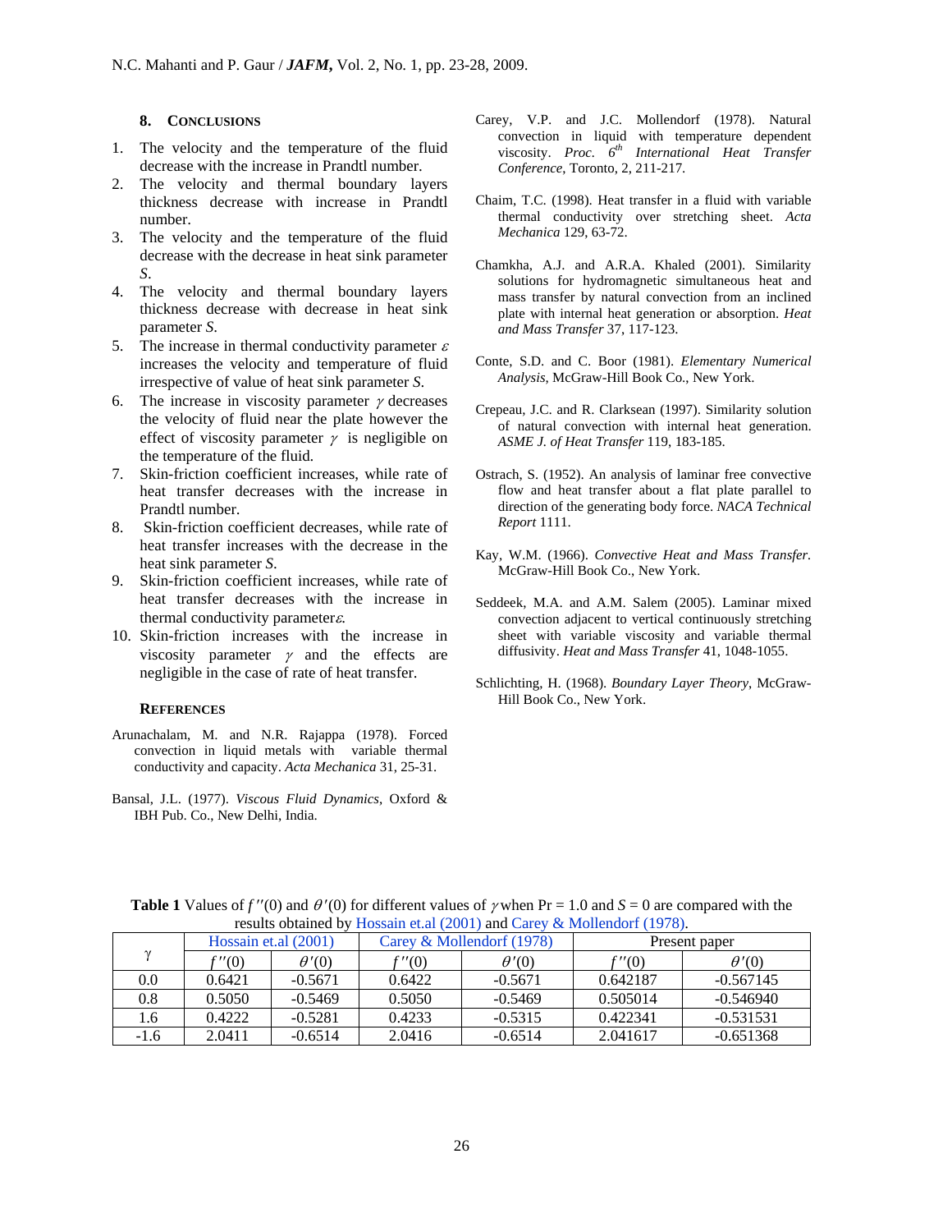## 8. CONCLUSIONS

1. The velocity and the temperature of the fluid decrease with the increase in Prandtl number.
2. The velocity and thermal boundary layers thickness decrease with increase in Prandtl number.
3. The velocity and the temperature of the fluid decrease with the decrease in heat sink parameter $S$.
4. The velocity and thermal boundary layers thickness decrease with decrease in heat sink parameter $S$.
5. The increase in thermal conductivity parameter $\varepsilon$ increases the velocity and temperature of fluid irrespective of value of heat sink parameter $S$.
6. The increase in viscosity parameter $\gamma$ decreases the velocity of fluid near the plate however the effect of viscosity parameter $\gamma$ is negligible on the temperature of the fluid.
7. Skin-friction coefficient increases, while rate of heat transfer decreases with the increase in Prandtl number.
8. Skin-friction coefficient decreases, while rate of heat transfer increases with the decrease in the heat sink parameter $S$.
9. Skin-friction coefficient increases, while rate of heat transfer decreases with the increase in thermal conductivity parameter $\varepsilon$.
10. Skin-friction increases with the increase in viscosity parameter $\gamma$ and the effects are negligible in the case of rate of heat transfer.

## REFERENCES

Arunachalam, M. and N.R. Rajappa (1978). Forced convection in liquid metals with variable thermal conductivity and capacity. *Acta Mechanica* 31, 25-31.

Bansal, J.L. (1977). *Viscous Fluid Dynamics*, Oxford & IBH Pub. Co., New Delhi, India.

Carey, V.P. and J.C. Mollendorf (1978). Natural convection in liquid with temperature dependent viscosity. *Proc. 6th International Heat Transfer Conference*, Toronto, 2, 211-217.

Chaim, T.C. (1998). Heat transfer in a fluid with variable thermal conductivity over stretching sheet. *Acta Mechanica* 129, 63-72.

Chamkha, A.J. and A.R.A. Khaled (2001). Similarity solutions for hydromagnetic simultaneous heat and mass transfer by natural convection from an inclined plate with internal heat generation or absorption. *Heat and Mass Transfer* 37, 117-123.

Conte, S.D. and C. Boor (1981). *Elementary Numerical Analysis*, McGraw-Hill Book Co., New York.

Crepeau, J.C. and R. Clarksean (1997). Similarity solution of natural convection with internal heat generation. *ASME J. of Heat Transfer* 119, 183-185.

Ostrach, S. (1952). An analysis of laminar free convective flow and heat transfer about a flat plate parallel to direction of the generating body force. *NACA Technical Report* 1111.

Kay, W.M. (1966). *Convective Heat and Mass Transfer*. McGraw-Hill Book Co., New York.

Seddeek, M.A. and A.M. Salem (2005). Laminar mixed convection adjacent to vertical continuously stretching sheet with variable viscosity and variable thermal diffusivity. *Heat and Mass Transfer* 41, 1048-1055.

Schlichting, H. (1968). *Boundary Layer Theory*, McGraw-Hill Book Co., New York.

**Table 1** Values of $f''(0)$ and $\theta'(0)$ for different values of $\gamma$ when Pr = 1.0 and $S$ = 0 are compared with the results obtained by Hossain et.al (2001) and Carey & Mollendorf (1978).

| $\gamma$ | Hossain et.al (2001) | | Carey & Mollendorf (1978) | | Present paper | |
|---|---|---|---|---|---|---|
| | $f''(0)$ | $\theta'(0)$ | $f''(0)$ | $\theta'(0)$ | $f''(0)$ | $\theta'(0)$ |
| 0.0 | 0.6421 | -0.5671 | 0.6422 | -0.5671 | 0.642187 | -0.567145 |
| 0.8 | 0.5050 | -0.5469 | 0.5050 | -0.5469 | 0.505014 | -0.546940 |
| 1.6 | 0.4222 | -0.5281 | 0.4233 | -0.5315 | 0.422341 | -0.531531 |
| -1.6 | 2.0411 | -0.6514 | 2.0416 | -0.6514 | 2.041617 | -0.651368 |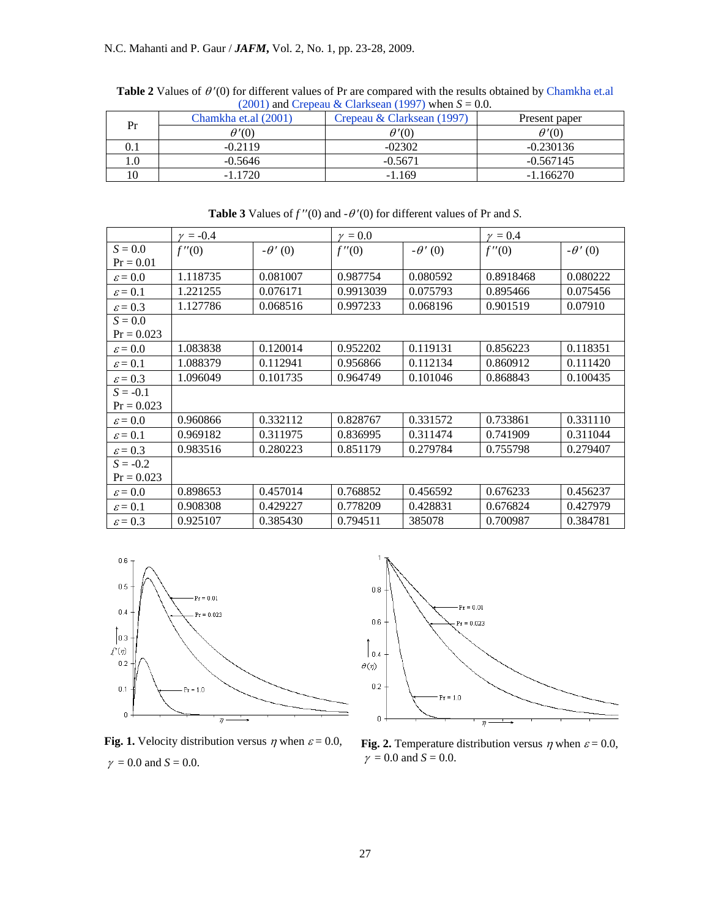**Table 2** Values of $\theta'(0)$ for different values of Pr are compared with the results obtained by Chamkha et.al (2001) and Crepeau & Clarksean (1997) when $S = 0.0$.

| Pr | Chamkha et.al (2001) | Crepeau & Clarksean (1997) | Present paper |
|---|---|---|---|
| | $\theta'(0)$ | $\theta'(0)$ | $\theta'(0)$ |
| 0.1 | -0.2119 | -02302 | -0.230136 |
| 1.0 | -0.5646 | -0.5671 | -0.567145 |
| 10 | -1.1720 | -1.169 | -1.166270 |

**Table 3** Values of $f''(0)$ and $-\theta'(0)$ for different values of Pr and $S$.

| | $\gamma = -0.4$ | | $\gamma = 0.0$ | | $\gamma = 0.4$ | |
|---|---|---|---|---|---|---|
| $S = 0.0$ Pr = 0.01 | $f''(0)$ | $-\theta'(0)$ | $f''(0)$ | $-\theta'(0)$ | $f''(0)$ | $-\theta'(0)$ |
| $\varepsilon = 0.0$ | 1.118735 | 0.081007 | 0.987754 | 0.080592 | 0.8918468 | 0.080222 |
| $\varepsilon = 0.1$ | 1.221255 | 0.076171 | 0.9913039 | 0.075793 | 0.895466 | 0.075456 |
| $\varepsilon = 0.3$ | 1.127786 | 0.068516 | 0.997233 | 0.068196 | 0.901519 | 0.07910 |
| $S = 0.0$ Pr = 0.023 | | | | | | |
| $\varepsilon = 0.0$ | 1.083838 | 0.120014 | 0.952202 | 0.119131 | 0.856223 | 0.118351 |
| $\varepsilon = 0.1$ | 1.088379 | 0.112941 | 0.956866 | 0.112134 | 0.860912 | 0.111420 |
| $\varepsilon = 0.3$ | 1.096049 | 0.101735 | 0.964749 | 0.101046 | 0.868843 | 0.100435 |
| $S = -0.1$ Pr = 0.023 | | | | | | |
| $\varepsilon = 0.0$ | 0.960866 | 0.332112 | 0.828767 | 0.331572 | 0.733861 | 0.331110 |
| $\varepsilon = 0.1$ | 0.969182 | 0.311975 | 0.836995 | 0.311474 | 0.741909 | 0.311044 |
| $\varepsilon = 0.3$ | 0.983516 | 0.280223 | 0.851179 | 0.279784 | 0.755798 | 0.279407 |
| $S = -0.2$ Pr = 0.023 | | | | | | |
| $\varepsilon = 0.0$ | 0.898653 | 0.457014 | 0.768852 | 0.456592 | 0.676233 | 0.456237 |
| $\varepsilon = 0.1$ | 0.908308 | 0.429227 | 0.778209 | 0.428831 | 0.676824 | 0.427979 |
| $\varepsilon = 0.3$ | 0.925107 | 0.385430 | 0.794511 | 385078 | 0.700987 | 0.384781 |

**Fig. 1.** Velocity distribution versus $\eta$ when $\varepsilon = 0.0$, $\gamma = 0.0$ and $S = 0.0$.

**Fig. 2.** Temperature distribution versus $\eta$ when $\varepsilon = 0.0$, $\gamma = 0.0$ and $S = 0.0$.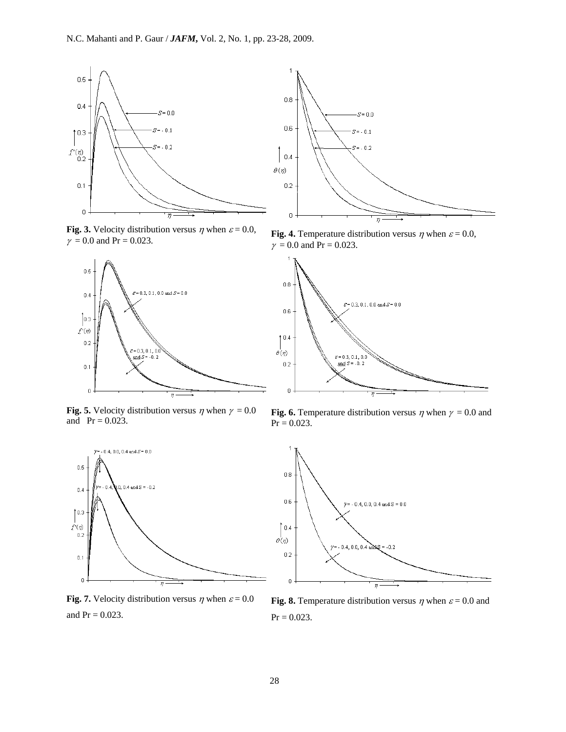0.5
0.4
0.3
$f'(\eta)$
0.2
0.1
0
$S = 0.0$
$S = -0.1$
$S = -0.2$
$\eta$

**Fig. 3.** Velocity distribution versus $\eta$ when $\varepsilon = 0.0$, $\gamma = 0.0$ and Pr = 0.023.

1
0.8
0.6
0.4
$\theta(\eta)$
0.2
0
$S = 0.0$
$S = -0.1$
$S = -0.2$
$\eta$

**Fig. 4.** Temperature distribution versus $\eta$ when $\varepsilon = 0.0$, $\gamma = 0.0$ and Pr = 0.023.

0.5
0.4
0.3
$f'(\eta)$
0.2
0.1
0
$\varepsilon = 0.3, 0.1, 0.0$ and $S = 0.0$
$\varepsilon = 0.3, 0.1, 0.0$ and $S = -0.2$
$\eta$

**Fig. 5.** Velocity distribution versus $\eta$ when $\gamma = 0.0$ and Pr = 0.023.

1
0.8
0.6
0.4
$\theta(\eta)$
0.2
0
$\varepsilon = 0.3, 0.1, 0.0$ and $S = 0.0$
$\varepsilon = 0.3, 0.1, 0.0$ and $S = -0.2$
$\eta$

**Fig. 6.** Temperature distribution versus $\eta$ when $\gamma = 0.0$ and Pr = 0.023.

0.5
0.4
0.3
$f'(\eta)$
0.2
0.1
0
$\gamma = -0.4, 0.0, 0.4$ and $S = 0.0$
$\gamma = -0.4, 0.0, 0.4$ and S = -0.2
$\eta$

**Fig. 7.** Velocity distribution versus $\eta$ when $\varepsilon = 0.0$ and Pr = 0.023.

1
0.8
0.6
0.4
$\theta(\eta)$
0.2
0
$\gamma = -0.4, 0.0, 0.4$ and S = 0.0
$\gamma = -0.4, 0.0, 0.4$ and S = -0.2
$\eta$

**Fig. 8.** Temperature distribution versus $\eta$ when $\varepsilon = 0.0$ and Pr = 0.023.